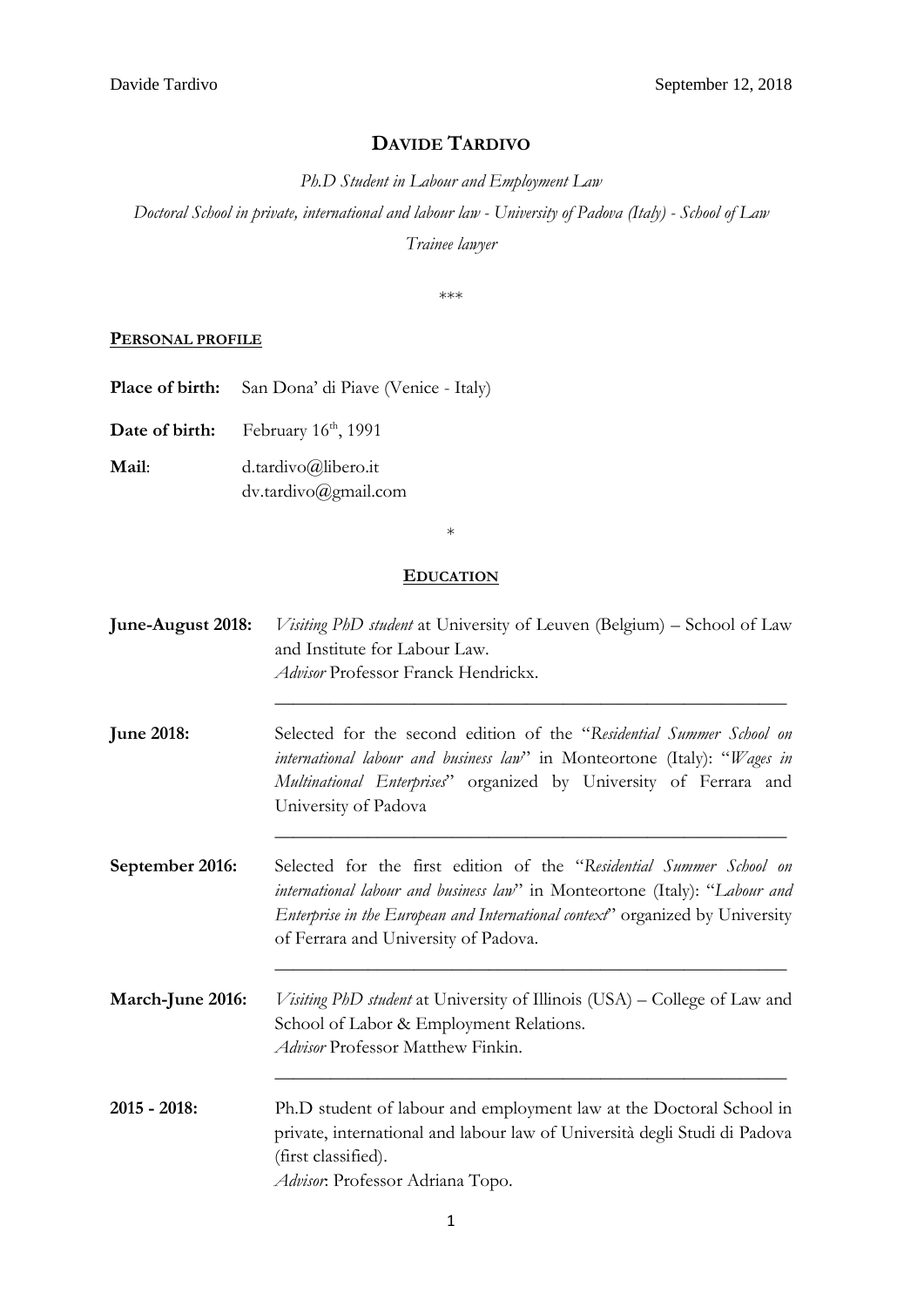# DAVIDE TARDIVO

*Ph.D Student in Labour and Employment Law*

*Doctoral School in private, international and labour law - University of Padova (Italy) - School of Law*

*Trainee lawyer*

\*\*\*

## PERSONAL PROFILE

**Place of birth:** San Dona' di Piave (Venice - Italy)

**Date of birth:** February 16th, 1991

**Mail**: d.tardivo@libero.it
dv.tardivo@gmail.com

\*

## EDUCATION

**June-August 2018:** *Visiting PhD student* at University of Leuven (Belgium) – School of Law and Institute for Labour Law.
*Advisor* Professor Franck Hendrickx.

---

**June 2018:** Selected for the second edition of the "*Residential Summer School on international labour and business law*" in Monteortone (Italy): "*Wages in Multinational Enterprises*" organized by University of Ferrara and University of Padova

---

**September 2016:** Selected for the first edition of the "*Residential Summer School on international labour and business law*" in Monteortone (Italy): "*Labour and Enterprise in the European and International context*" organized by University of Ferrara and University of Padova.

---

**March-June 2016:** *Visiting PhD student* at University of Illinois (USA) – College of Law and School of Labor & Employment Relations.
*Advisor* Professor Matthew Finkin.

---

**2015 - 2018:** Ph.D student of labour and employment law at the Doctoral School in private, international and labour law of Università degli Studi di Padova (first classified).
*Advisor*: Professor Adriana Topo.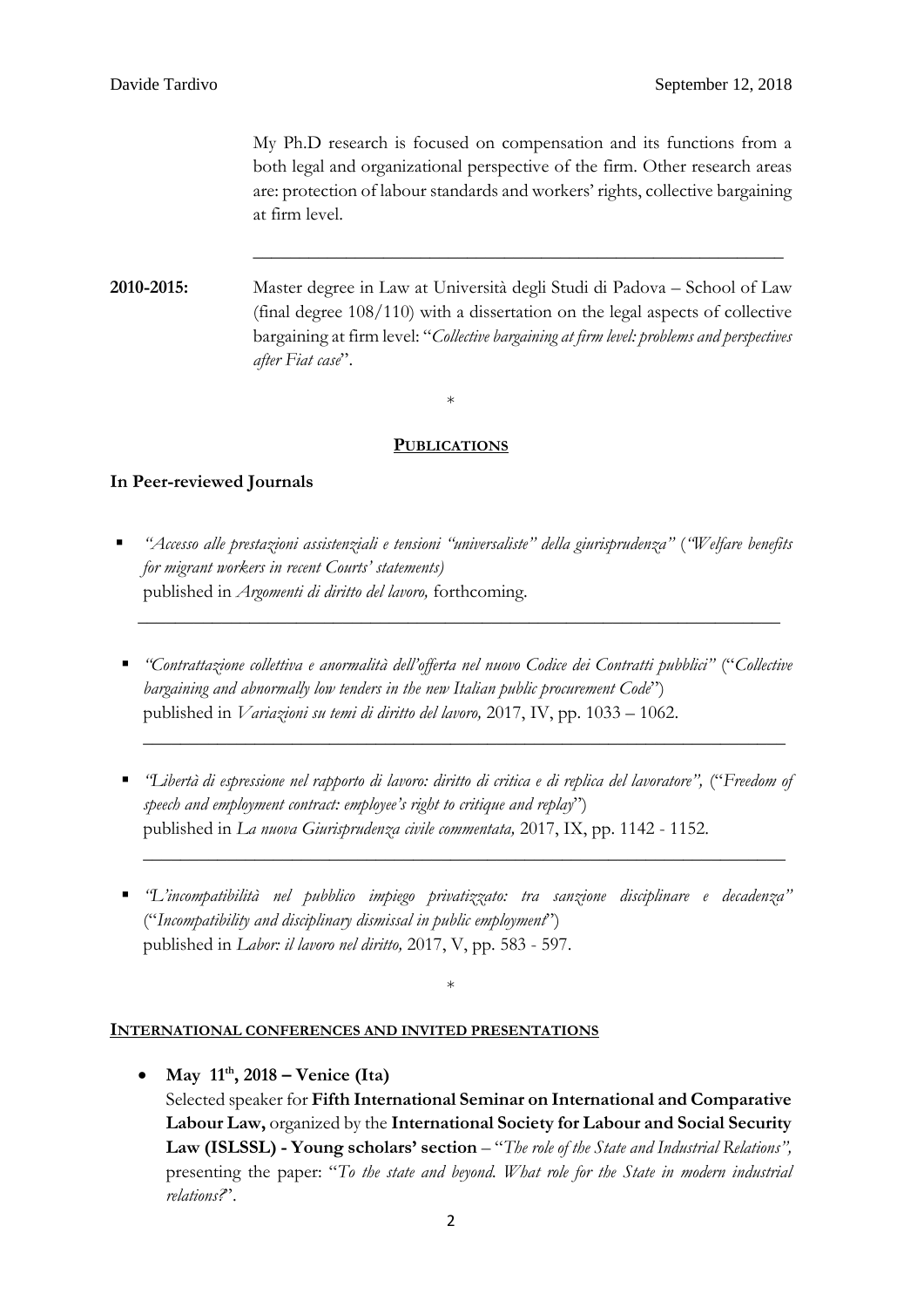My Ph.D research is focused on compensation and its functions from a both legal and organizational perspective of the firm. Other research areas are: protection of labour standards and workers' rights, collective bargaining at firm level.

---

**2010-2015:** Master degree in Law at Università degli Studi di Padova – School of Law (final degree 108/110) with a dissertation on the legal aspects of collective bargaining at firm level: "*Collective bargaining at firm level: problems and perspectives after Fiat case*".

*

## PUBLICATIONS

### In Peer-reviewed Journals

- *"Accesso alle prestazioni assistenziali e tensioni "universaliste" della giurisprudenza"* (*"Welfare benefits for migrant workers in recent Courts' statements)*
  published in *Argomenti di diritto del lavoro,* forthcoming.

---

- *"Contrattazione collettiva e anormalità dell'offerta nel nuovo Codice dei Contratti pubblici"* ("*Collective bargaining and abnormally low tenders in the new Italian public procurement Code*")
  published in *Variazioni su temi di diritto del lavoro,* 2017, IV, pp. 1033 – 1062.

---

- *"Libertà di espressione nel rapporto di lavoro: diritto di critica e di replica del lavoratore",* ("*Freedom of speech and employment contract: employee's right to critique and replay*")
  published in *La nuova Giurisprudenza civile commentata,* 2017, IX, pp. 1142 - 1152.

---

- *"L'incompatibilità nel pubblico impiego privatizzato: tra sanzione disciplinare e decadenza"* ("*Incompatibility and disciplinary dismissal in public employment*")
  published in *Labor: il lavoro nel diritto,* 2017, V, pp. 583 - 597.

*

## INTERNATIONAL CONFERENCES AND INVITED PRESENTATIONS

- **May 11th, 2018 – Venice (Ita)**
  Selected speaker for **Fifth International Seminar on International and Comparative Labour Law,** organized by the **International Society for Labour and Social Security Law (ISLSSL) - Young scholars' section** – "*The role of the State and Industrial Relations",* presenting the paper: "*To the state and beyond. What role for the State in modern industrial relations?*".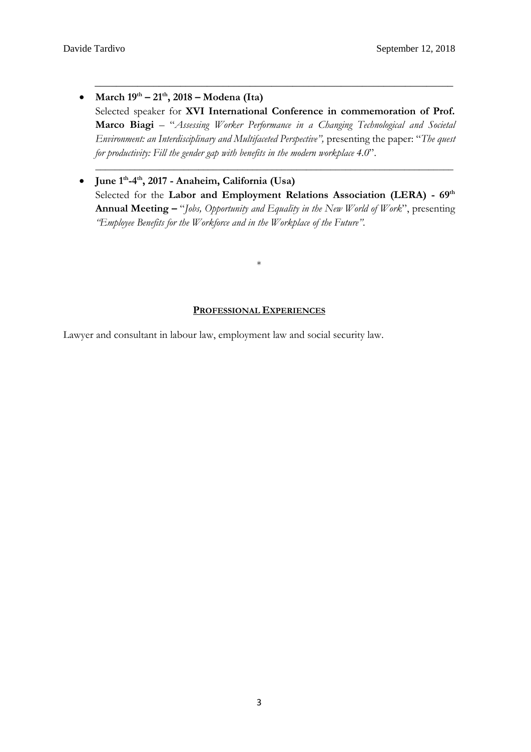- **March 19th – 21th, 2018 – Modena (Ita)**
  Selected speaker for **XVI International Conference in commemoration of Prof. Marco Biagi** – "*Assessing Worker Performance in a Changing Technological and Societal Environment: an Interdisciplinary and Multifaceted Perspective",* presenting the paper: "*The quest for productivity: Fill the gender gap with benefits in the modern workplace 4.0*".

---

- **June 1th-4th, 2017 - Anaheim, California (Usa)**
  Selected for the **Labor and Employment Relations Association (LERA) - 69th Annual Meeting –** "*Jobs, Opportunity and Equality in the New World of Work*", presenting *"Employee Benefits for the Workforce and in the Workplace of the Future".*

*

## PROFESSIONAL EXPERIENCES

Lawyer and consultant in labour law, employment law and social security law.